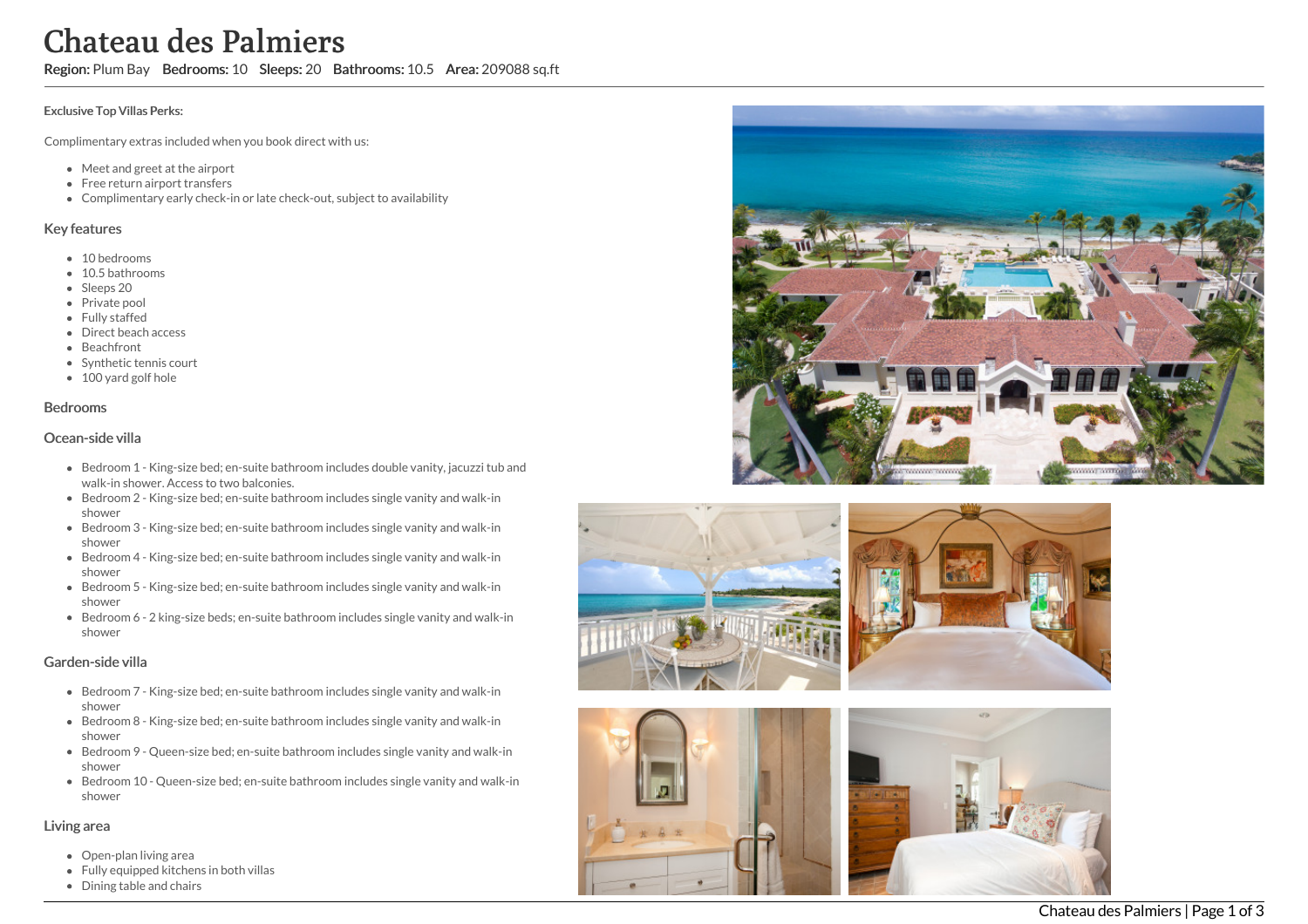# Chateau des Palmiers

**Region:** Plum Bay **Bedrooms:** 10 **Sleeps:** 20 **Bathrooms:** 10.5 **Area:** 209088 sq.ft

**Exclusive Top Villas Perks:**

Complimentary extras included when you book direct with us:

- Meet and greet at the airport
- Free return airport transfers
- Complimentary early check-in or late check-out, subject to availability

## Key features

- 10 bedrooms
- 10.5 bathrooms
- Sleeps 20
- Private pool
- Fully staffed
- Direct beach access
- Beachfront
- Synthetic tennis court
- 100 yard golf hole

## Bedrooms

### Ocean-side villa

- Bedroom 1 - King-size bed; en-suite bathroom includes double vanity, jacuzzi tub and walk-in shower. Access to two balconies.
- Bedroom 2 - King-size bed; en-suite bathroom includes single vanity and walk-in shower
- Bedroom 3 - King-size bed; en-suite bathroom includes single vanity and walk-in shower
- Bedroom 4 - King-size bed; en-suite bathroom includes single vanity and walk-in shower
- Bedroom 5 - King-size bed; en-suite bathroom includes single vanity and walk-in shower
- Bedroom 6 - 2 king-size beds; en-suite bathroom includes single vanity and walk-in shower

### Garden-side villa

- Bedroom 7 - King-size bed; en-suite bathroom includes single vanity and walk-in shower
- Bedroom 8 - King-size bed; en-suite bathroom includes single vanity and walk-in shower
- Bedroom 9 - Queen-size bed; en-suite bathroom includes single vanity and walk-in shower
- Bedroom 10 - Queen-size bed; en-suite bathroom includes single vanity and walk-in shower

## Living area

- Open-plan living area
- Fully equipped kitchens in both villas
- Dining table and chairs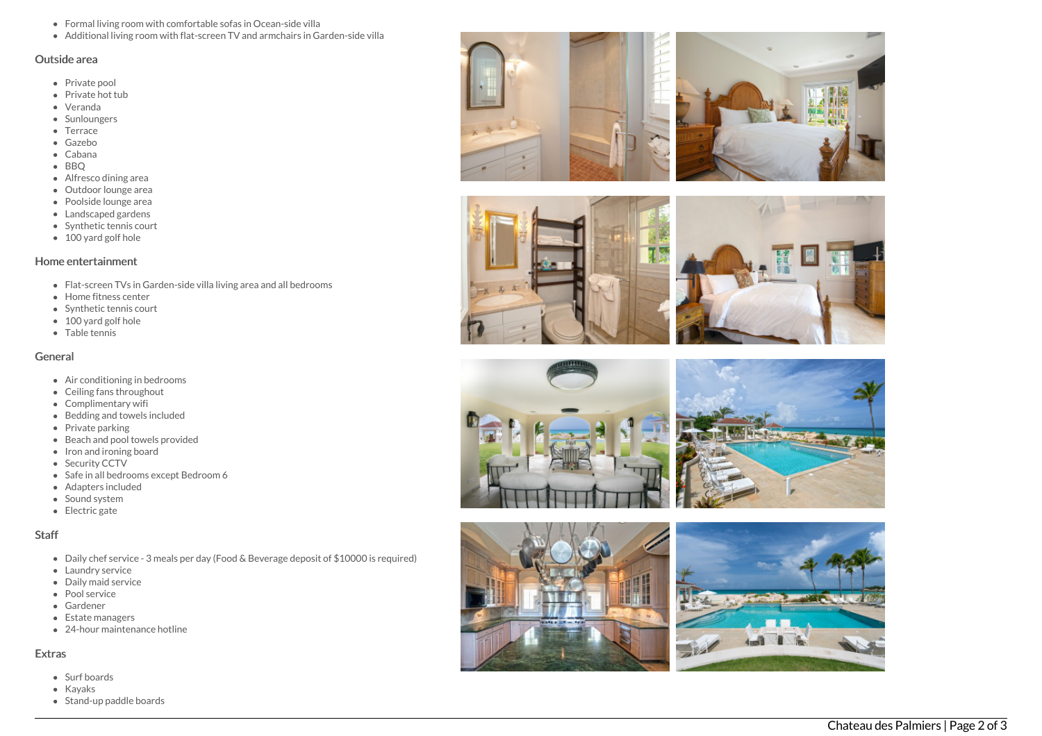- Formal living room with comfortable sofas in Ocean-side villa
- Additional living room with flat-screen TV and armchairs in Garden-side villa

### Outside area

- Private pool
- Private hot tub
- Veranda
- Sunloungers
- Terrace
- Gazebo
- Cabana
- BBQ
- Alfresco dining area
- Outdoor lounge area
- Poolside lounge area
- Landscaped gardens
- Synthetic tennis court
- 100 yard golf hole

### Home entertainment

- Flat-screen TVs in Garden-side villa living area and all bedrooms
- Home fitness center
- Synthetic tennis court
- 100 yard golf hole
- Table tennis

### General

- Air conditioning in bedrooms
- Ceiling fans throughout
- Complimentary wifi
- Bedding and towels included
- Private parking
- Beach and pool towels provided
- Iron and ironing board
- Security CCTV
- Safe in all bedrooms except Bedroom 6
- Adapters included
- Sound system
- Electric gate

### Staff

- Daily chef service - 3 meals per day (Food & Beverage deposit of $10000 is required)
- Laundry service
- Daily maid service
- Pool service
- Gardener
- Estate managers
- 24-hour maintenance hotline

### Extras

- Surf boards
- Kayaks
- Stand-up paddle boards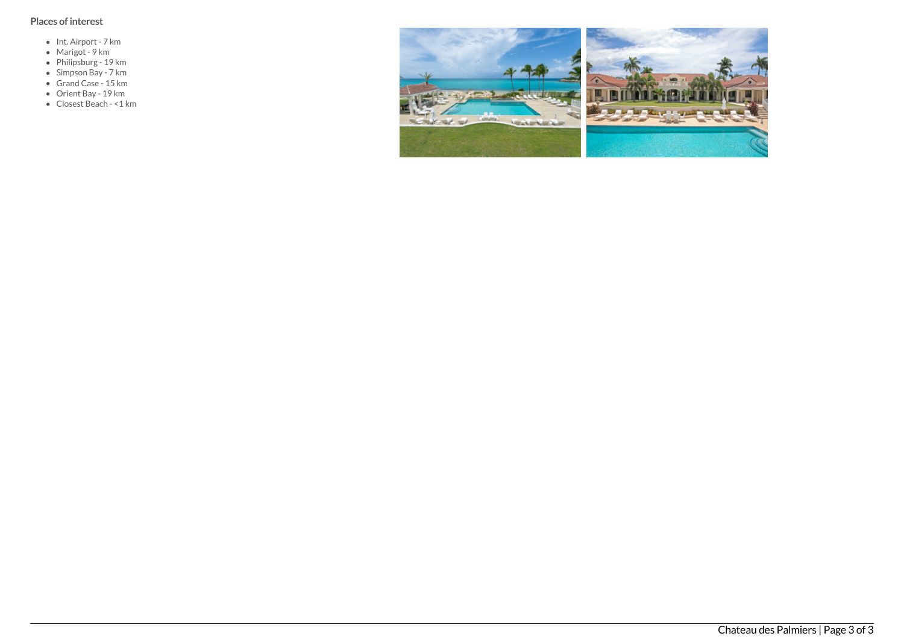### Places of interest

- Int. Airport - 7 km
- Marigot - 9 km
- Philipsburg - 19 km
- Simpson Bay - 7 km
- Grand Case - 15 km
- Orient Bay - 19 km
- Closest Beach - <1 km